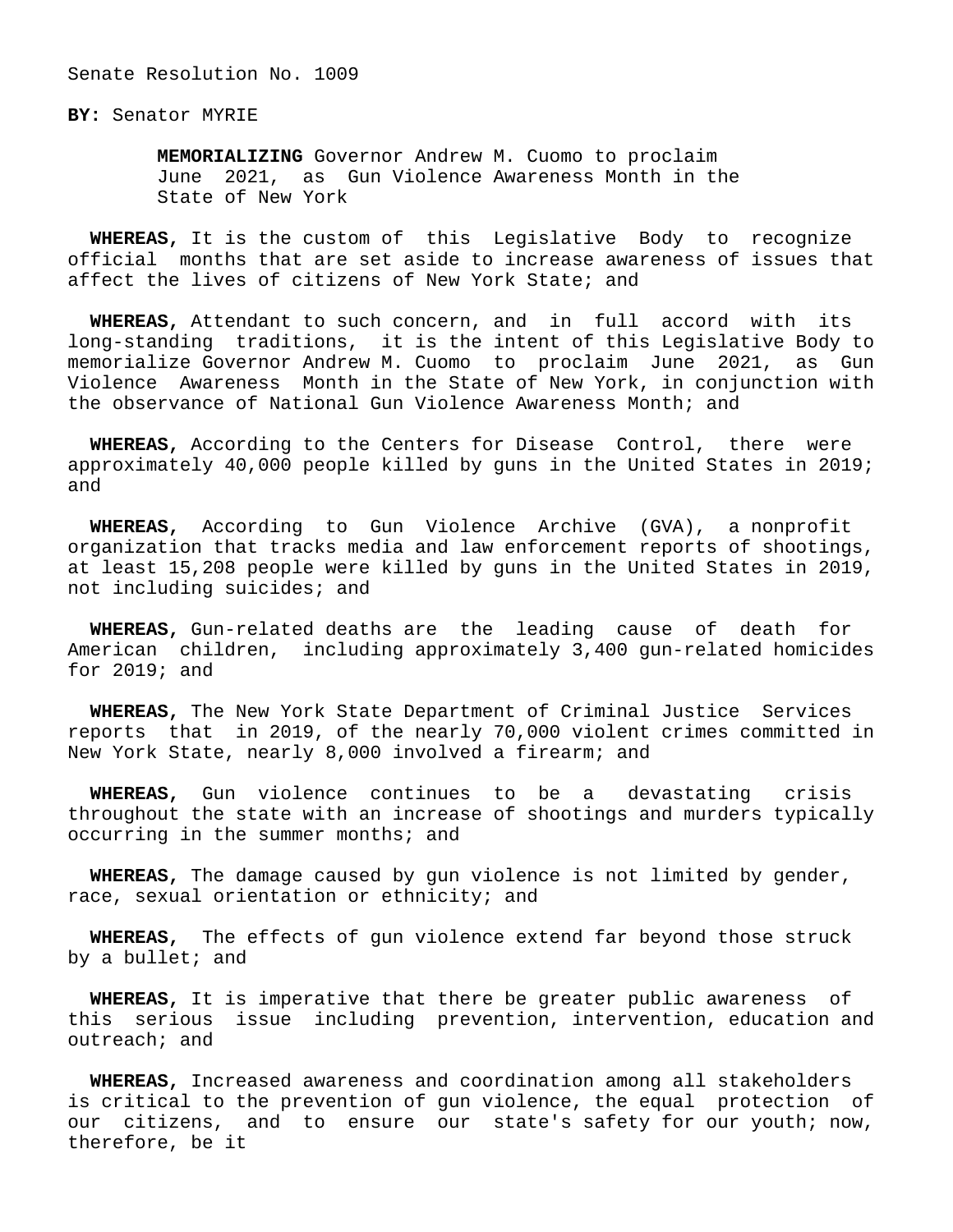Senate Resolution No. 1009

**BY:** Senator MYRIE

**MEMORIALIZING** Governor Andrew M. Cuomo to proclaim June 2021, as Gun Violence Awareness Month in the State of New York

**WHEREAS,** It is the custom of this Legislative Body to recognize official months that are set aside to increase awareness of issues that affect the lives of citizens of New York State; and

**WHEREAS,** Attendant to such concern, and in full accord with its long-standing traditions, it is the intent of this Legislative Body to memorialize Governor Andrew M. Cuomo to proclaim June 2021, as Gun Violence Awareness Month in the State of New York, in conjunction with the observance of National Gun Violence Awareness Month; and

**WHEREAS,** According to the Centers for Disease Control, there were approximately 40,000 people killed by guns in the United States in 2019; and

**WHEREAS,** According to Gun Violence Archive (GVA), a nonprofit organization that tracks media and law enforcement reports of shootings, at least 15,208 people were killed by guns in the United States in 2019, not including suicides; and

**WHEREAS,** Gun-related deaths are the leading cause of death for American children, including approximately 3,400 gun-related homicides for 2019; and

**WHEREAS,** The New York State Department of Criminal Justice Services reports that in 2019, of the nearly 70,000 violent crimes committed in New York State, nearly 8,000 involved a firearm; and

**WHEREAS,** Gun violence continues to be a devastating crisis throughout the state with an increase of shootings and murders typically occurring in the summer months; and

**WHEREAS,** The damage caused by gun violence is not limited by gender, race, sexual orientation or ethnicity; and

**WHEREAS,** The effects of gun violence extend far beyond those struck by a bullet; and

**WHEREAS,** It is imperative that there be greater public awareness of this serious issue including prevention, intervention, education and outreach; and

**WHEREAS,** Increased awareness and coordination among all stakeholders is critical to the prevention of gun violence, the equal protection of our citizens, and to ensure our state's safety for our youth; now, therefore, be it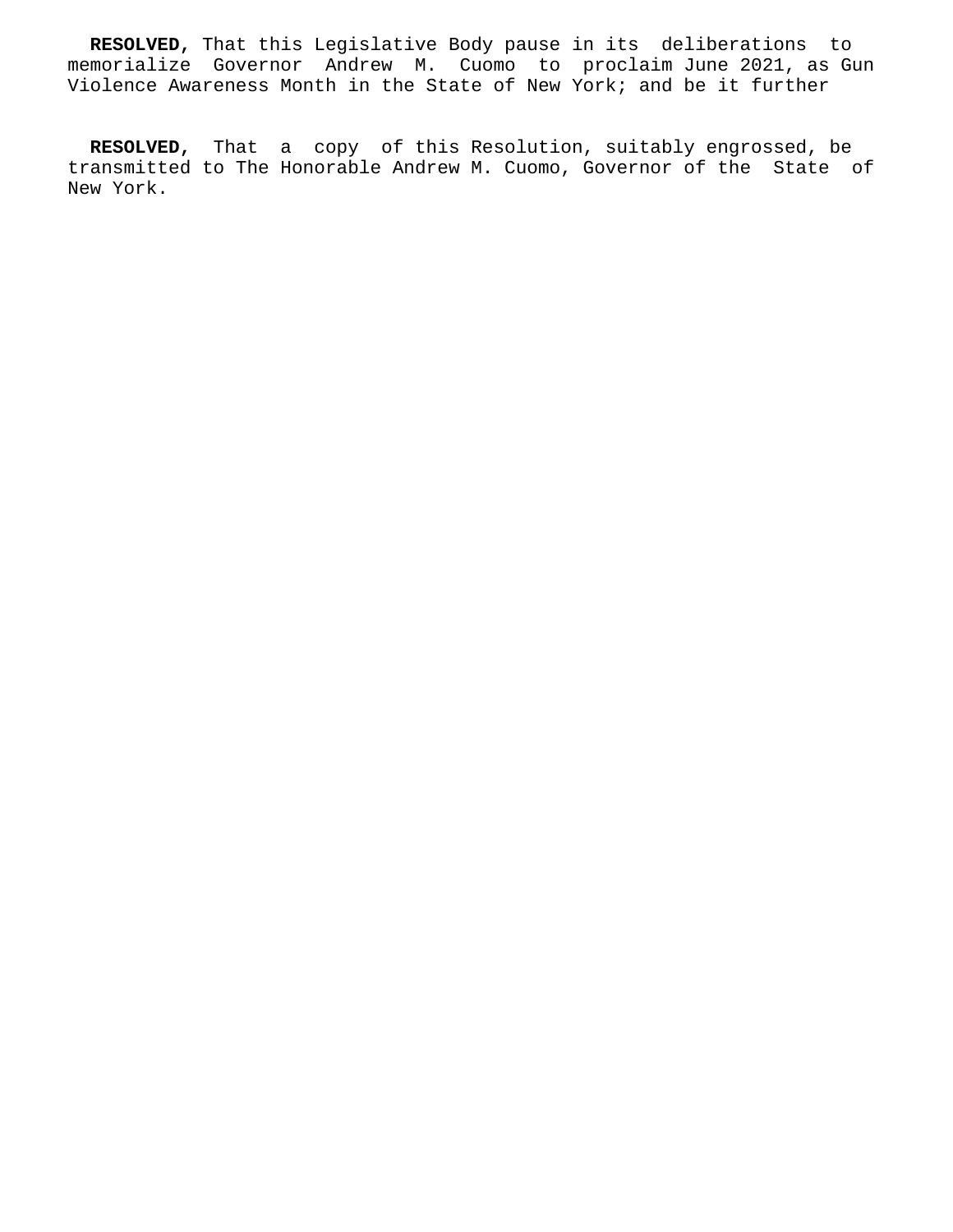**RESOLVED,** That this Legislative Body pause in its deliberations to memorialize Governor Andrew M. Cuomo to proclaim June 2021, as Gun Violence Awareness Month in the State of New York; and be it further

**RESOLVED,** That a copy of this Resolution, suitably engrossed, be transmitted to The Honorable Andrew M. Cuomo, Governor of the State of New York.